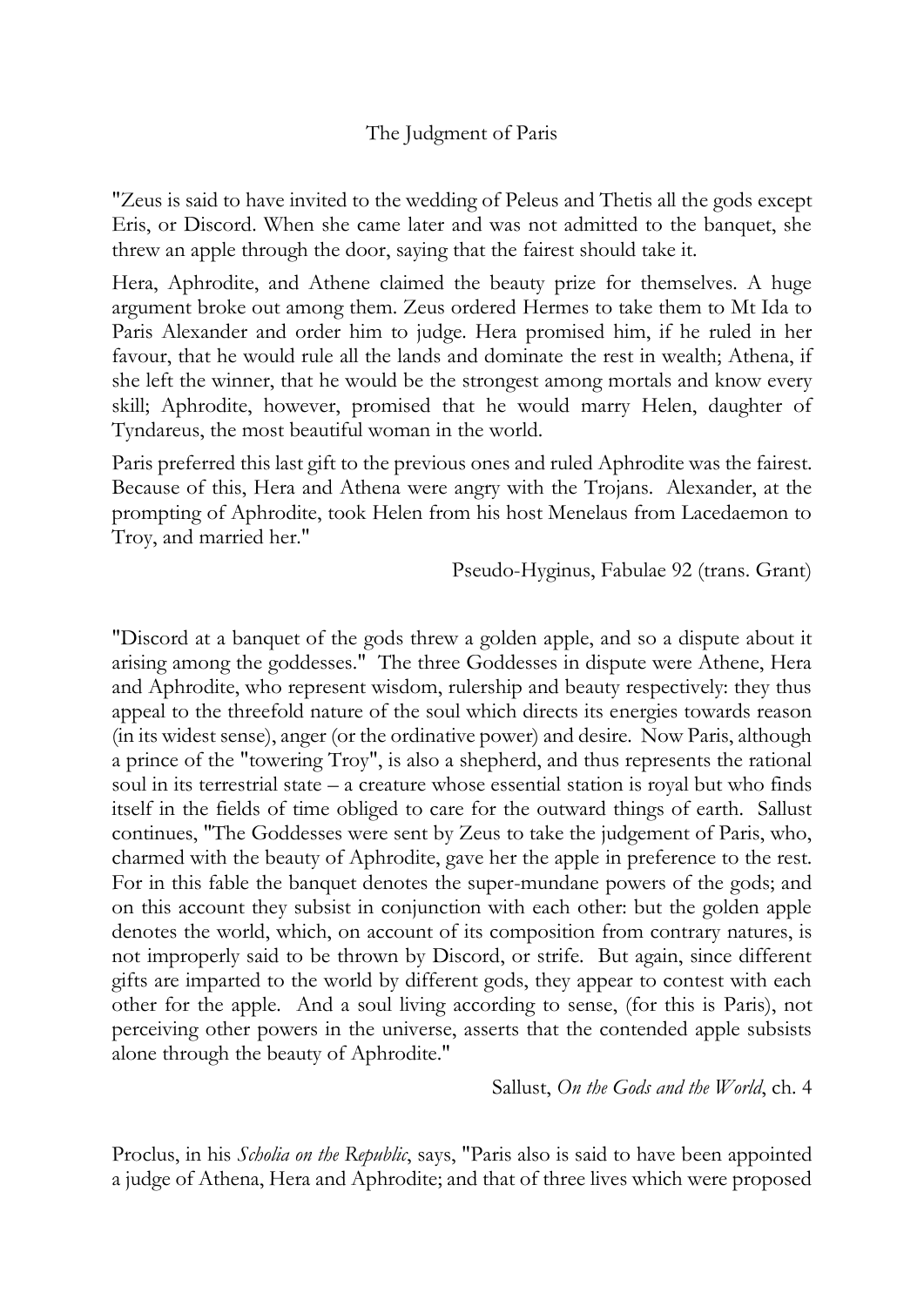# The Judgment of Paris

"Zeus is said to have invited to the wedding of Peleus and Thetis all the gods except Eris, or Discord. When she came later and was not admitted to the banquet, she threw an apple through the door, saying that the fairest should take it.

Hera, Aphrodite, and Athene claimed the beauty prize for themselves. A huge argument broke out among them. Zeus ordered Hermes to take them to Mt Ida to Paris Alexander and order him to judge. Hera promised him, if he ruled in her favour, that he would rule all the lands and dominate the rest in wealth; Athena, if she left the winner, that he would be the strongest among mortals and know every skill; Aphrodite, however, promised that he would marry Helen, daughter of Tyndareus, the most beautiful woman in the world.

Paris preferred this last gift to the previous ones and ruled Aphrodite was the fairest. Because of this, Hera and Athena were angry with the Trojans. Alexander, at the prompting of Aphrodite, took Helen from his host Menelaus from Lacedaemon to Troy, and married her."

Pseudo-Hyginus, Fabulae 92 (trans. Grant)

"Discord at a banquet of the gods threw a golden apple, and so a dispute about it arising among the goddesses." The three Goddesses in dispute were Athene, Hera and Aphrodite, who represent wisdom, rulership and beauty respectively: they thus appeal to the threefold nature of the soul which directs its energies towards reason (in its widest sense), anger (or the ordinative power) and desire. Now Paris, although a prince of the "towering Troy", is also a shepherd, and thus represents the rational soul in its terrestrial state – a creature whose essential station is royal but who finds itself in the fields of time obliged to care for the outward things of earth. Sallust continues, "The Goddesses were sent by Zeus to take the judgement of Paris, who, charmed with the beauty of Aphrodite, gave her the apple in preference to the rest. For in this fable the banquet denotes the super-mundane powers of the gods; and on this account they subsist in conjunction with each other: but the golden apple denotes the world, which, on account of its composition from contrary natures, is not improperly said to be thrown by Discord, or strife. But again, since different gifts are imparted to the world by different gods, they appear to contest with each other for the apple. And a soul living according to sense, (for this is Paris), not perceiving other powers in the universe, asserts that the contended apple subsists alone through the beauty of Aphrodite."

Sallust, *On the Gods and the World*, ch. 4

Proclus, in his *Scholia on the Republic*, says, "Paris also is said to have been appointed a judge of Athena, Hera and Aphrodite; and that of three lives which were proposed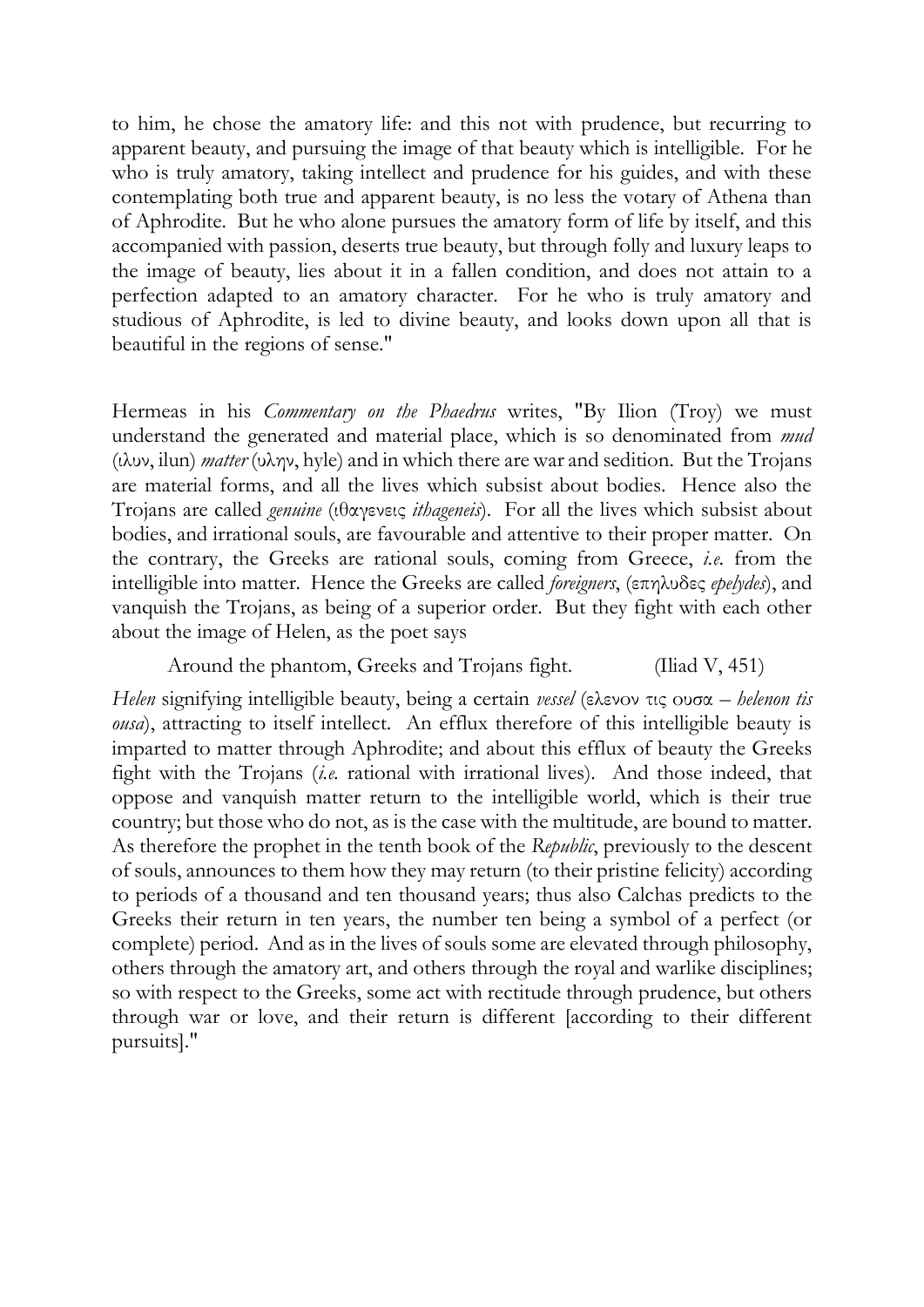to him, he chose the amatory life: and this not with prudence, but recurring to apparent beauty, and pursuing the image of that beauty which is intelligible. For he who is truly amatory, taking intellect and prudence for his guides, and with these contemplating both true and apparent beauty, is no less the votary of Athena than of Aphrodite. But he who alone pursues the amatory form of life by itself, and this accompanied with passion, deserts true beauty, but through folly and luxury leaps to the image of beauty, lies about it in a fallen condition, and does not attain to a perfection adapted to an amatory character. For he who is truly amatory and studious of Aphrodite, is led to divine beauty, and looks down upon all that is beautiful in the regions of sense."

Hermeas in his *Commentary on the Phaedrus* writes, "By Ilion (Troy) we must understand the generated and material place, which is so denominated from *mud* (ιλυν, ilun) *matter* (υλην, hyle) and in which there are war and sedition. But the Trojans are material forms, and all the lives which subsist about bodies. Hence also the Trojans are called *genuine* (ιθαγενεις *ithageneis*). For all the lives which subsist about bodies, and irrational souls, are favourable and attentive to their proper matter. On the contrary, the Greeks are rational souls, coming from Greece, *i.e.* from the intelligible into matter. Hence the Greeks are called *foreigners*, (επηλυδες *epelydes*), and vanquish the Trojans, as being of a superior order. But they fight with each other about the image of Helen, as the poet says

Around the phantom, Greeks and Trojans fight. (Iliad V, 451)

*Helen* signifying intelligible beauty, being a certain *vessel* (ελενον τις ουσα – *helenon tis ousa*), attracting to itself intellect. An efflux therefore of this intelligible beauty is imparted to matter through Aphrodite; and about this efflux of beauty the Greeks fight with the Trojans (*i.e.* rational with irrational lives). And those indeed, that oppose and vanquish matter return to the intelligible world, which is their true country; but those who do not, as is the case with the multitude, are bound to matter. As therefore the prophet in the tenth book of the *Republic*, previously to the descent of souls, announces to them how they may return (to their pristine felicity) according to periods of a thousand and ten thousand years; thus also Calchas predicts to the Greeks their return in ten years, the number ten being a symbol of a perfect (or complete) period. And as in the lives of souls some are elevated through philosophy, others through the amatory art, and others through the royal and warlike disciplines; so with respect to the Greeks, some act with rectitude through prudence, but others through war or love, and their return is different [according to their different pursuits]."